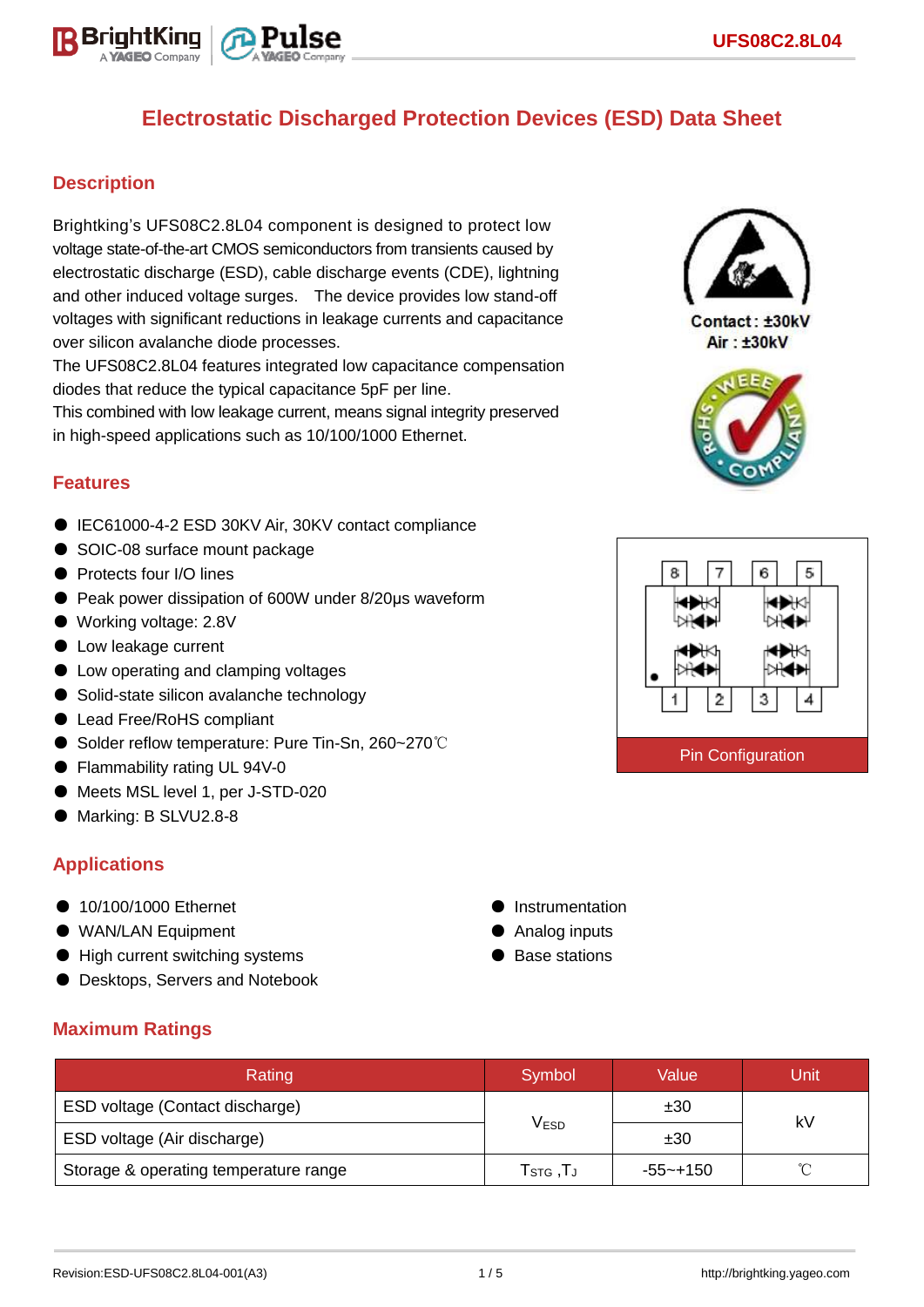# Electrostatic Discharged Protection Devices (ESD) Data Sheet

## Description

Brightking's UFS08C2.8L04 component is designed to protect low voltage state-of-the-art CMOS semiconductors from transients caused by electrostatic discharge (ESD), cable discharge events (CDE), lightning and other induced voltage surges. The device provides low stand-off voltages with significant reductions in leakage currents and capacitance over silicon avalanche diode processes.

The UFS08C2.8L04 features integrated low capacitance compensation diodes that reduce the typical capacitance 5pF per line.

This combined with low leakage current, means signal integrity preserved in high-speed applications such as 10/100/1000 Ethernet.

Contact : ±30kV
Air : ±30kV

## Features

- IEC61000-4-2 ESD 30KV Air, 30KV contact compliance
- SOIC-08 surface mount package
- Protects four I/O lines
- Peak power dissipation of 600W under 8/20μs waveform
- Working voltage: 2.8V
- Low leakage current
- Low operating and clamping voltages
- Solid-state silicon avalanche technology
- Lead Free/RoHS compliant
- Solder reflow temperature: Pure Tin-Sn, 260~270℃
- Flammability rating UL 94V-0
- Meets MSL level 1, per J-STD-020
- Marking: B SLVU2.8-8

Pin Configuration

## Applications

- 10/100/1000 Ethernet
- WAN/LAN Equipment
- High current switching systems
- Desktops, Servers and Notebook
- Instrumentation
- Analog inputs
- Base stations

## Maximum Ratings

| Rating | Symbol | Value | Unit |
|---|---|---|---|
| ESD voltage (Contact discharge) | $V_{ESD}$ | ±30 | kV |
| ESD voltage (Air discharge) | | ±30 | |
| Storage & operating temperature range | $T_{STG}$ ,$T_J$ | -55~+150 | ℃ |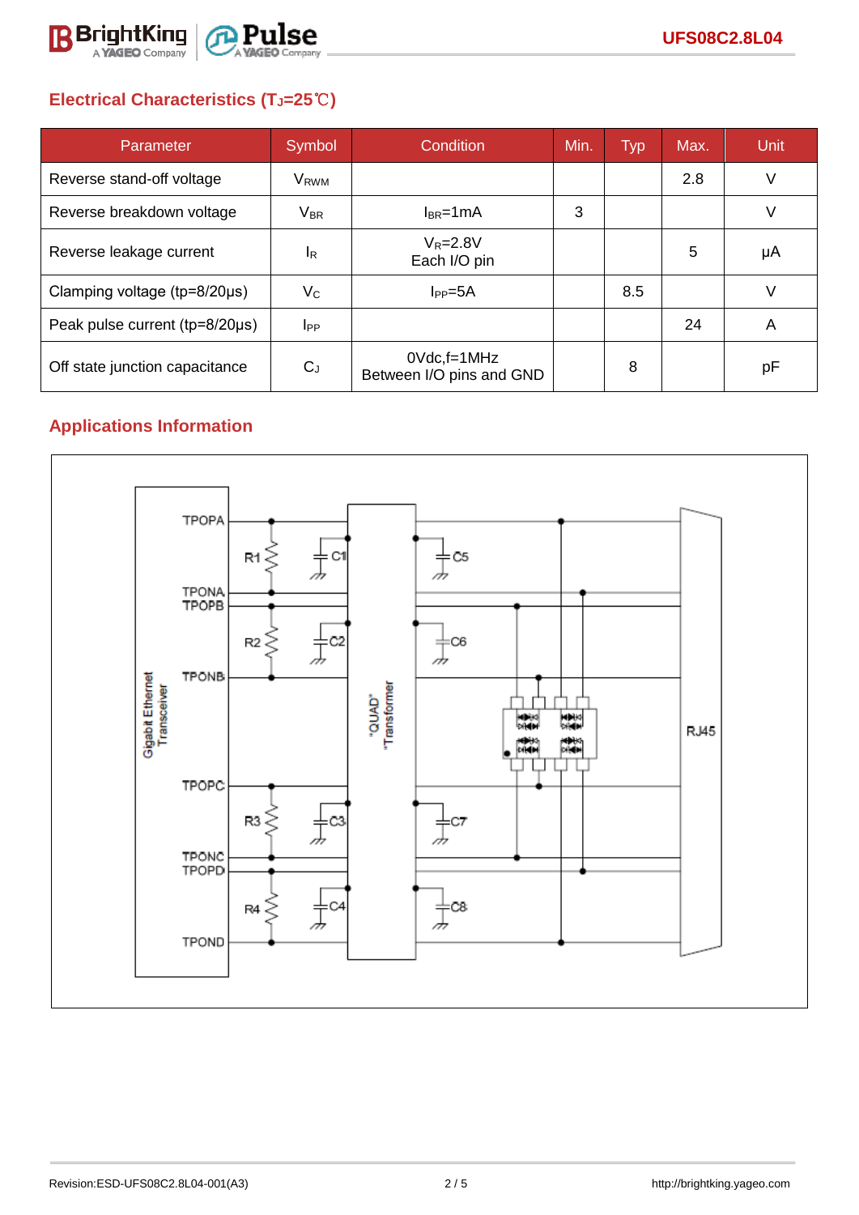## Electrical Characteristics ($T_J$=25℃)

| Parameter | Symbol | Condition | Min. | Typ | Max. | Unit |
|---|---|---|---|---|---|---|
| Reverse stand-off voltage | $V_{RWM}$ | | | | 2.8 | V |
| Reverse breakdown voltage | $V_{BR}$ | $I_{BR}$=1mA | 3 | | | V |
| Reverse leakage current | $I_R$ | $V_R$=2.8V<br>Each I/O pin | | | 5 | μA |
| Clamping voltage (tp=8/20μs) | $V_C$ | $I_{PP}$=5A | | 8.5 | | V |
| Peak pulse current (tp=8/20μs) | $I_{PP}$ | | | | 24 | A |
| Off state junction capacitance | $C_J$ | 0Vdc,f=1MHz<br>Between I/O pins and GND | | 8 | | pF |

## Applications Information

Gigabit Ethernet Transceiver

TPOPA, TPONA, TPOPB, TPONB, TPOPC, TPONC, TPOPD, TPOND

R1, R2, R3, R4, C1, C2, C3, C4

"QUAD" "Transformer"

C5, C6, C7, C8

RJ45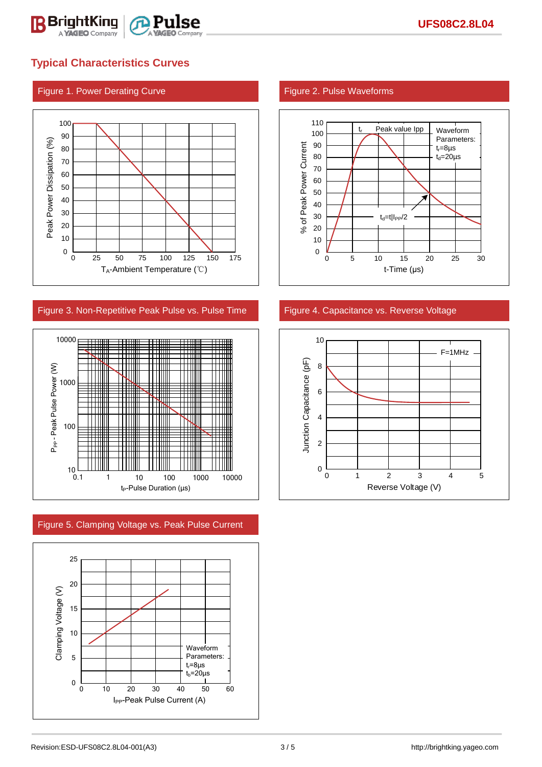## Typical Characteristics Curves

**Figure 1. Power Derating Curve**

Peak Power Dissipation (%) vs. $T_A$-Ambient Temperature (℃)

**Figure 2. Pulse Waveforms**

% of Peak Power Current vs. t-Time (µs)

$t_r$ Peak value Ipp

Waveform Parameters: $t_r$=8µs, $t_d$=20µs

$t_d$=t|$I_{PP}$/2

**Figure 3. Non-Repetitive Peak Pulse vs. Pulse Time**

$P_{PP}$ - Peak Pulse Power (W) vs. $t_P$-Pulse Duration (µs)

**Figure 4. Capacitance vs. Reverse Voltage**

Junction Capacitance (pF) vs. Reverse Voltage (V)

F=1MHz

**Figure 5. Clamping Voltage vs. Peak Pulse Current**

Clamping Voltage (V) vs. $I_{PP}$-Peak Pulse Current (A)

Waveform Parameters: $t_r$=8µs, $t_b$=20µs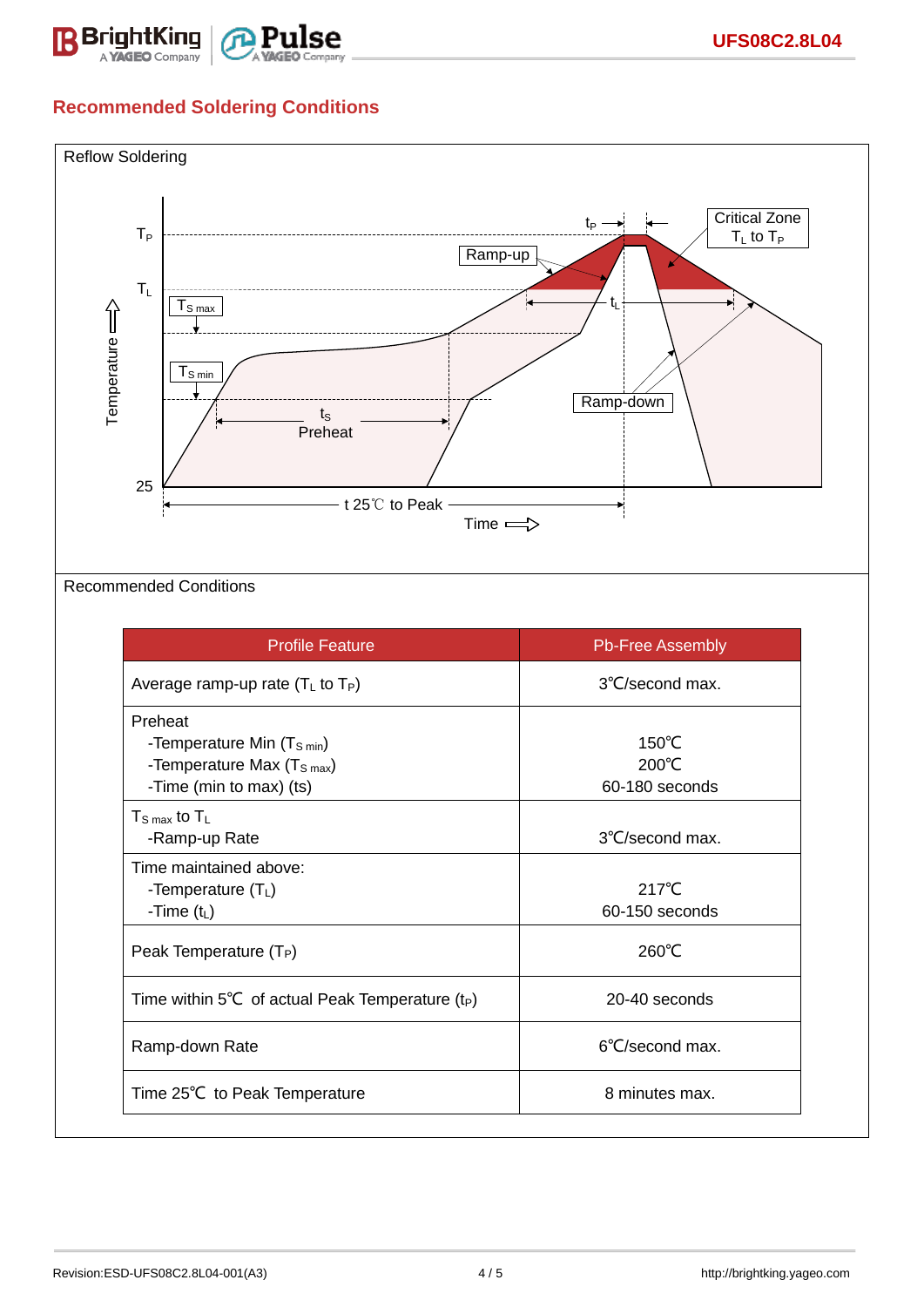## Recommended Soldering Conditions

Reflow Soldering

Recommended Conditions

| Profile Feature | Pb-Free Assembly |
|---|---|
| Average ramp-up rate ($T_L$ to $T_P$) | 3℃/second max. |
| Preheat<br>-Temperature Min ($T_{S\ min}$)<br>-Temperature Max ($T_{S\ max}$)<br>-Time (min to max) (ts) | 150℃<br>200℃<br>60-180 seconds |
| $T_{S\ max}$ to $T_L$<br>-Ramp-up Rate | 3℃/second max. |
| Time maintained above:<br>-Temperature ($T_L$)<br>-Time ($t_L$) | 217℃<br>60-150 seconds |
| Peak Temperature ($T_P$) | 260℃ |
| Time within 5℃ of actual Peak Temperature ($t_P$) | 20-40 seconds |
| Ramp-down Rate | 6℃/second max. |
| Time 25℃ to Peak Temperature | 8 minutes max. |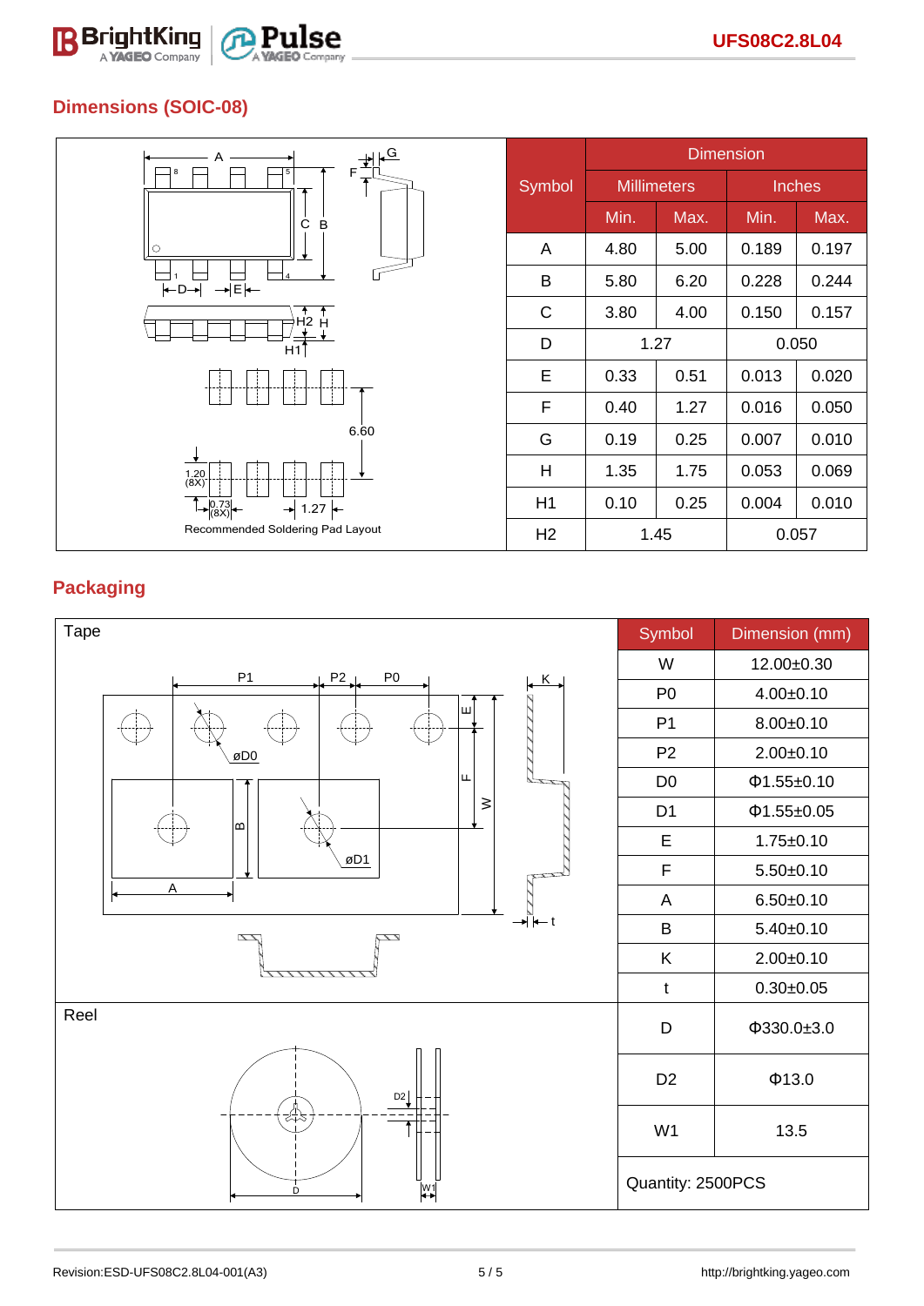## Dimensions (SOIC-08)

A
F
G
C
B
D
E
H2
H
H1
6.60
1.20 (8X)
0.73 (8X)
1.27
Recommended Soldering Pad Layout

| Symbol | Dimension | | | |
|---|---|---|---|---|
| | Millimeters | | Inches | |
| | Min. | Max. | Min. | Max. |
| A | 4.80 | 5.00 | 0.189 | 0.197 |
| B | 5.80 | 6.20 | 0.228 | 0.244 |
| C | 3.80 | 4.00 | 0.150 | 0.157 |
| D | 1.27 | | 0.050 | |
| E | 0.33 | 0.51 | 0.013 | 0.020 |
| F | 0.40 | 1.27 | 0.016 | 0.050 |
| G | 0.19 | 0.25 | 0.007 | 0.010 |
| H | 1.35 | 1.75 | 0.053 | 0.069 |
| H1 | 0.10 | 0.25 | 0.004 | 0.010 |
| H2 | 1.45 | | 0.057 | |

## Packaging

Tape

P1
P2
P0
K
E
F
W
øD0
øD1
B
A
t

| Symbol | Dimension (mm) |
|---|---|
| W | 12.00±0.30 |
| P0 | 4.00±0.10 |
| P1 | 8.00±0.10 |
| P2 | 2.00±0.10 |
| D0 | Φ1.55±0.10 |
| D1 | Φ1.55±0.05 |
| E | 1.75±0.10 |
| F | 5.50±0.10 |
| A | 6.50±0.10 |
| B | 5.40±0.10 |
| K | 2.00±0.10 |
| t | 0.30±0.05 |

Reel

D2
D
W1

| Symbol | Dimension (mm) |
|---|---|
| D | Φ330.0±3.0 |
| D2 | Φ13.0 |
| W1 | 13.5 |

Quantity: 2500PCS